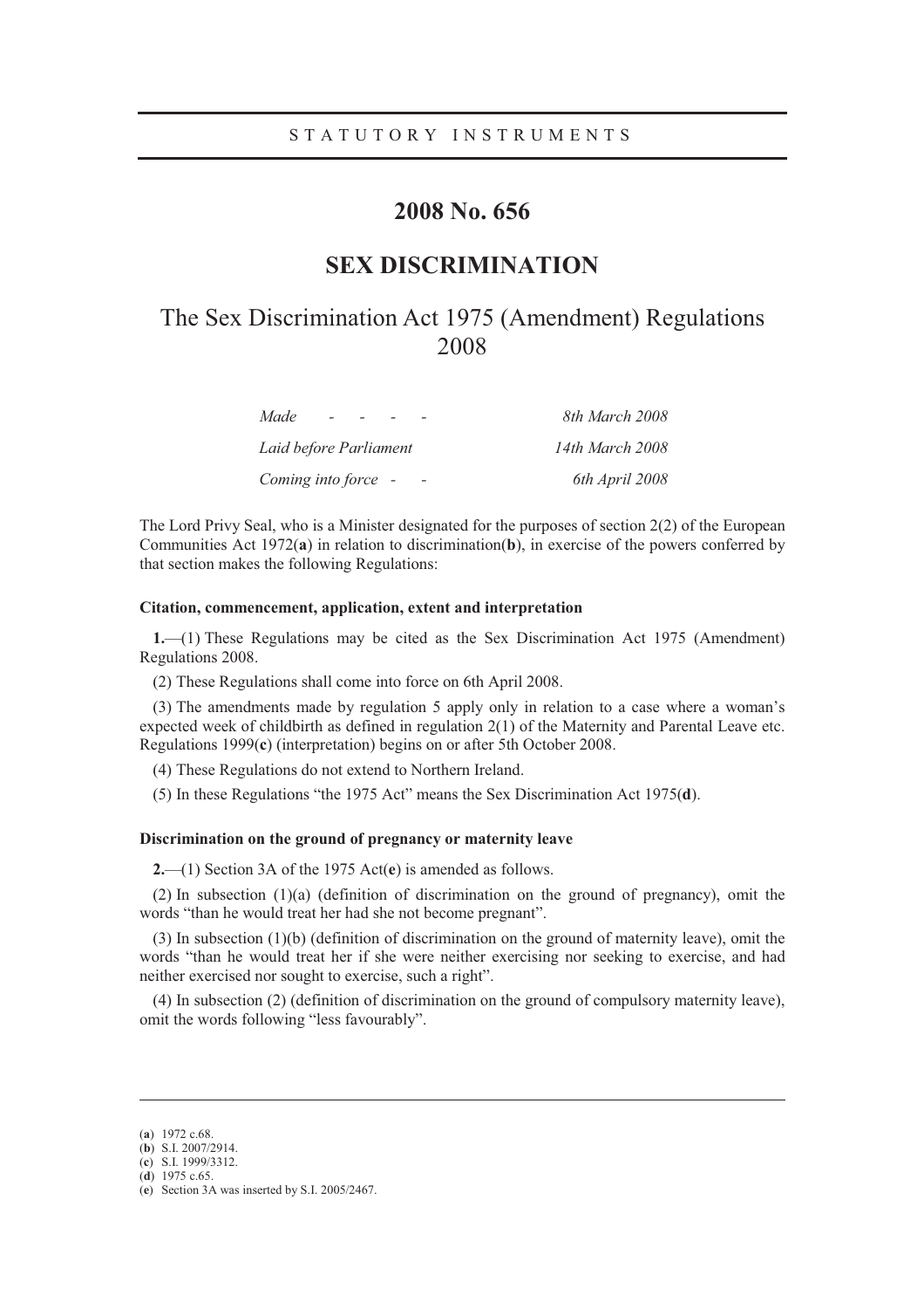STATUTORY INSTRUMENTS

# 2008 No. 656

# SEX DISCRIMINATION

## The Sex Discrimination Act 1975 (Amendment) Regulations 2008

| | |
|---|---|
| *Made - - - -* | *8th March 2008* |
| *Laid before Parliament* | *14th March 2008* |
| *Coming into force - -* | *6th April 2008* |

The Lord Privy Seal, who is a Minister designated for the purposes of section 2(2) of the European Communities Act 1972(**a**) in relation to discrimination(**b**), in exercise of the powers conferred by that section makes the following Regulations:

### Citation, commencement, application, extent and interpretation

**1.**—(1) These Regulations may be cited as the Sex Discrimination Act 1975 (Amendment) Regulations 2008.

(2) These Regulations shall come into force on 6th April 2008.

(3) The amendments made by regulation 5 apply only in relation to a case where a woman's expected week of childbirth as defined in regulation 2(1) of the Maternity and Parental Leave etc. Regulations 1999(**c**) (interpretation) begins on or after 5th October 2008.

(4) These Regulations do not extend to Northern Ireland.

(5) In these Regulations "the 1975 Act" means the Sex Discrimination Act 1975(**d**).

### Discrimination on the ground of pregnancy or maternity leave

**2.**—(1) Section 3A of the 1975 Act(**e**) is amended as follows.

(2) In subsection (1)(a) (definition of discrimination on the ground of pregnancy), omit the words "than he would treat her had she not become pregnant".

(3) In subsection (1)(b) (definition of discrimination on the ground of maternity leave), omit the words "than he would treat her if she were neither exercising nor seeking to exercise, and had neither exercised nor sought to exercise, such a right".

(4) In subsection (2) (definition of discrimination on the ground of compulsory maternity leave), omit the words following "less favourably".

---

(**a**) 1972 c.68.
(**b**) S.I. 2007/2914.
(**c**) S.I. 1999/3312.
(**d**) 1975 c.65.
(**e**) Section 3A was inserted by S.I. 2005/2467.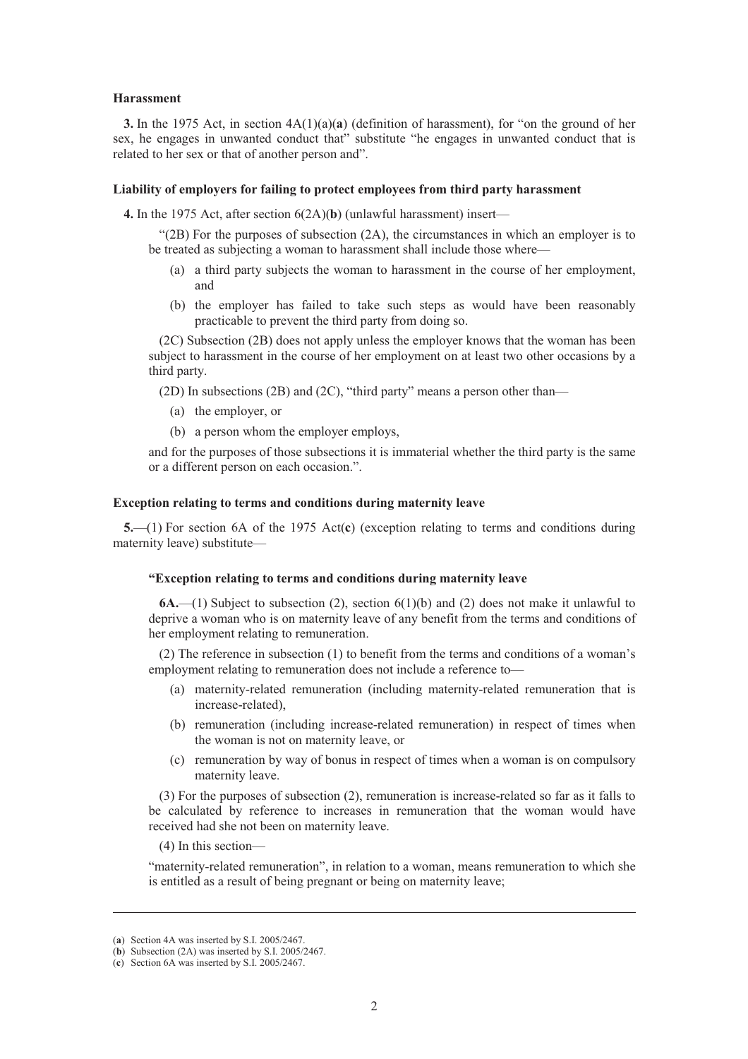**Harassment**

**3.** In the 1975 Act, in section 4A(1)(a)(**a**) (definition of harassment), for "on the ground of her sex, he engages in unwanted conduct that" substitute "he engages in unwanted conduct that is related to her sex or that of another person and".

**Liability of employers for failing to protect employees from third party harassment**

**4.** In the 1975 Act, after section 6(2A)(**b**) (unlawful harassment) insert—

"(2B) For the purposes of subsection (2A), the circumstances in which an employer is to be treated as subjecting a woman to harassment shall include those where—

(a) a third party subjects the woman to harassment in the course of her employment, and

(b) the employer has failed to take such steps as would have been reasonably practicable to prevent the third party from doing so.

(2C) Subsection (2B) does not apply unless the employer knows that the woman has been subject to harassment in the course of her employment on at least two other occasions by a third party.

(2D) In subsections (2B) and (2C), "third party" means a person other than—

(a) the employer, or

(b) a person whom the employer employs,

and for the purposes of those subsections it is immaterial whether the third party is the same or a different person on each occasion.".

**Exception relating to terms and conditions during maternity leave**

**5.**—(1) For section 6A of the 1975 Act(**c**) (exception relating to terms and conditions during maternity leave) substitute—

**"Exception relating to terms and conditions during maternity leave**

**6A.**—(1) Subject to subsection (2), section 6(1)(b) and (2) does not make it unlawful to deprive a woman who is on maternity leave of any benefit from the terms and conditions of her employment relating to remuneration.

(2) The reference in subsection (1) to benefit from the terms and conditions of a woman's employment relating to remuneration does not include a reference to—

(a) maternity-related remuneration (including maternity-related remuneration that is increase-related),

(b) remuneration (including increase-related remuneration) in respect of times when the woman is not on maternity leave, or

(c) remuneration by way of bonus in respect of times when a woman is on compulsory maternity leave.

(3) For the purposes of subsection (2), remuneration is increase-related so far as it falls to be calculated by reference to increases in remuneration that the woman would have received had she not been on maternity leave.

(4) In this section—

"maternity-related remuneration", in relation to a woman, means remuneration to which she is entitled as a result of being pregnant or being on maternity leave;

---

(**a**) Section 4A was inserted by S.I. 2005/2467.
(**b**) Subsection (2A) was inserted by S.I. 2005/2467.
(**c**) Section 6A was inserted by S.I. 2005/2467.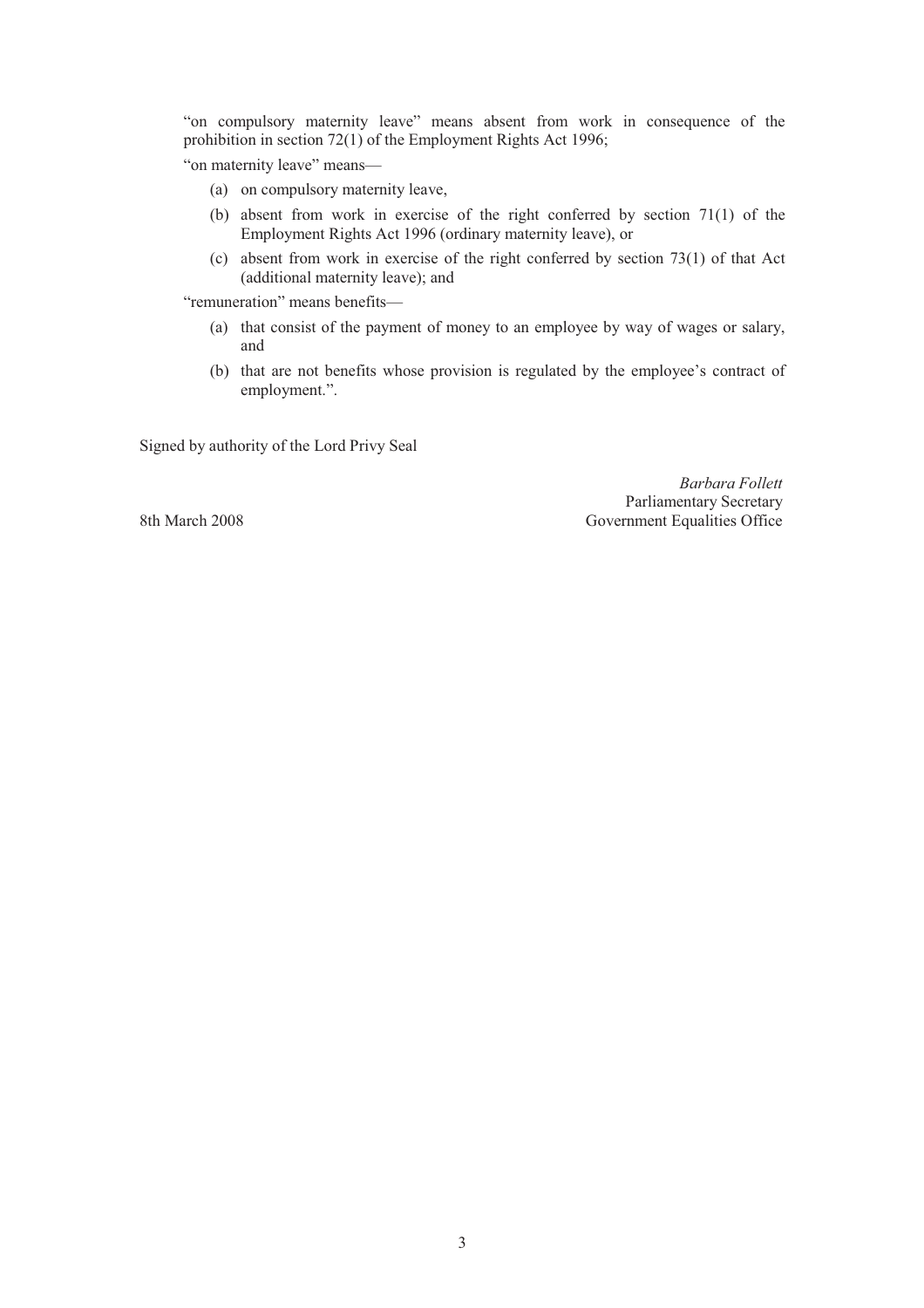"on compulsory maternity leave" means absent from work in consequence of the prohibition in section 72(1) of the Employment Rights Act 1996;

"on maternity leave" means—

- (a) on compulsory maternity leave,
- (b) absent from work in exercise of the right conferred by section 71(1) of the Employment Rights Act 1996 (ordinary maternity leave), or
- (c) absent from work in exercise of the right conferred by section 73(1) of that Act (additional maternity leave); and

"remuneration" means benefits—

- (a) that consist of the payment of money to an employee by way of wages or salary, and
- (b) that are not benefits whose provision is regulated by the employee's contract of employment.".

Signed by authority of the Lord Privy Seal

*Barbara Follett*
Parliamentary Secretary
Government Equalities Office

8th March 2008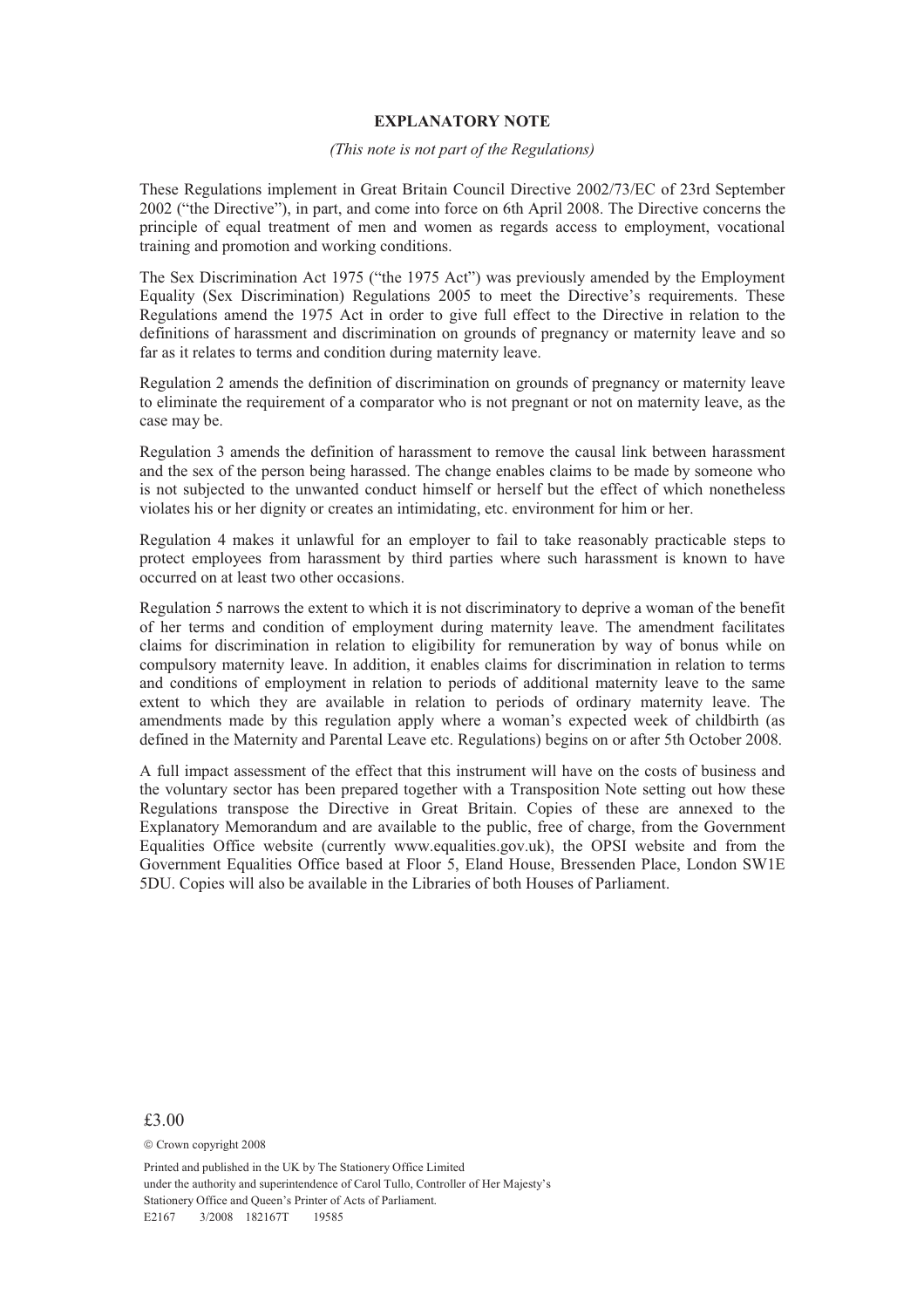## EXPLANATORY NOTE

*(This note is not part of the Regulations)*

These Regulations implement in Great Britain Council Directive 2002/73/EC of 23rd September 2002 ("the Directive"), in part, and come into force on 6th April 2008. The Directive concerns the principle of equal treatment of men and women as regards access to employment, vocational training and promotion and working conditions.

The Sex Discrimination Act 1975 ("the 1975 Act") was previously amended by the Employment Equality (Sex Discrimination) Regulations 2005 to meet the Directive's requirements. These Regulations amend the 1975 Act in order to give full effect to the Directive in relation to the definitions of harassment and discrimination on grounds of pregnancy or maternity leave and so far as it relates to terms and condition during maternity leave.

Regulation 2 amends the definition of discrimination on grounds of pregnancy or maternity leave to eliminate the requirement of a comparator who is not pregnant or not on maternity leave, as the case may be.

Regulation 3 amends the definition of harassment to remove the causal link between harassment and the sex of the person being harassed. The change enables claims to be made by someone who is not subjected to the unwanted conduct himself or herself but the effect of which nonetheless violates his or her dignity or creates an intimidating, etc. environment for him or her.

Regulation 4 makes it unlawful for an employer to fail to take reasonably practicable steps to protect employees from harassment by third parties where such harassment is known to have occurred on at least two other occasions.

Regulation 5 narrows the extent to which it is not discriminatory to deprive a woman of the benefit of her terms and condition of employment during maternity leave. The amendment facilitates claims for discrimination in relation to eligibility for remuneration by way of bonus while on compulsory maternity leave. In addition, it enables claims for discrimination in relation to terms and conditions of employment in relation to periods of additional maternity leave to the same extent to which they are available in relation to periods of ordinary maternity leave. The amendments made by this regulation apply where a woman's expected week of childbirth (as defined in the Maternity and Parental Leave etc. Regulations) begins on or after 5th October 2008.

A full impact assessment of the effect that this instrument will have on the costs of business and the voluntary sector has been prepared together with a Transposition Note setting out how these Regulations transpose the Directive in Great Britain. Copies of these are annexed to the Explanatory Memorandum and are available to the public, free of charge, from the Government Equalities Office website (currently www.equalities.gov.uk), the OPSI website and from the Government Equalities Office based at Floor 5, Eland House, Bressenden Place, London SW1E 5DU. Copies will also be available in the Libraries of both Houses of Parliament.

£3.00

© Crown copyright 2008

Printed and published in the UK by The Stationery Office Limited
under the authority and superintendence of Carol Tullo, Controller of Her Majesty's Stationery Office and Queen's Printer of Acts of Parliament.

E2167 3/2008 182167T 19585